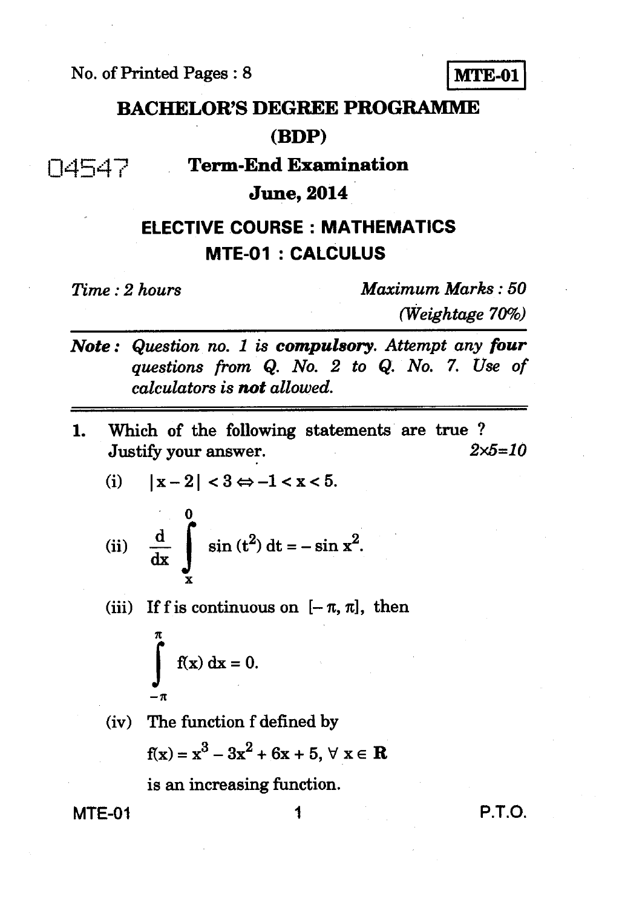No. of Printed Pages : 8

**MTE-01**

# BACHELOR'S DEGREE PROGRAMME (BDP)

04547

## Term-End Examination

## June, 2014

## ELECTIVE COURSE : MATHEMATICS

## MTE-01 : CALCULUS

*Time : 2 hours* | *Maximum Marks : 50*

*(Weightage 70%)*

***Note :*** *Question no. 1 is **compulsory**. Attempt any **four** questions from Q. No. 2 to Q. No. 7. Use of calculators is **not** allowed.*

---

1. Which of the following statements are true ? Justify your answer. *2×5=10*

   (i) $|x-2| < 3 \Leftrightarrow -1 < x < 5$.

   (ii) $\dfrac{d}{dx} \displaystyle\int_{x}^{0} \sin(t^2)\, dt = -\sin x^2$.

   (iii) If f is continuous on $[-\pi, \pi]$, then

   $$\int_{-\pi}^{\pi} f(x)\, dx = 0.$$

   (iv) The function f defined by

   $f(x) = x^3 - 3x^2 + 6x + 5, \ \forall\ x \in \mathbf{R}$

   is an increasing function.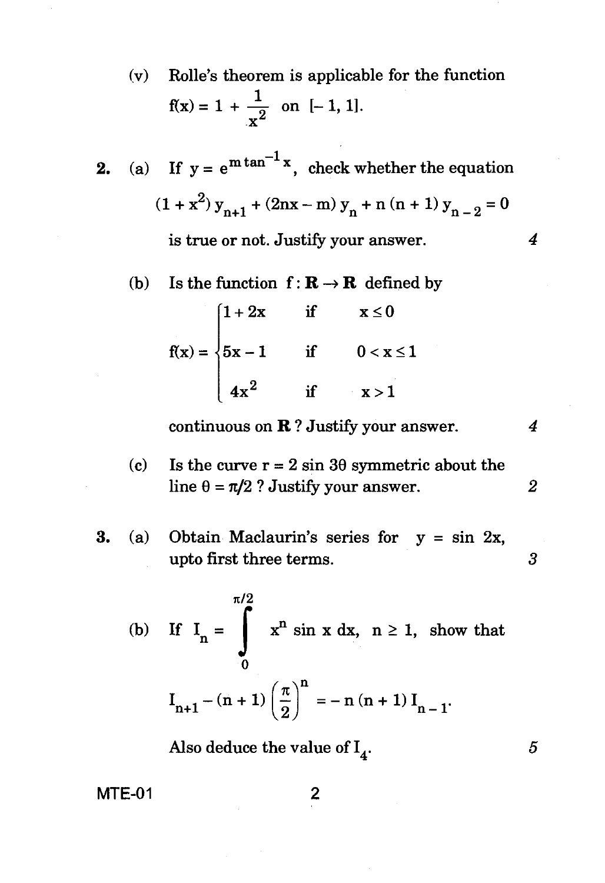(v) Rolle's theorem is applicable for the function $f(x) = 1 + \frac{1}{x^2}$ on $[-1, 1]$.

**2.** (a) If $y = e^{m \tan^{-1} x}$, check whether the equation

$$(1 + x^2)\, y_{n+1} + (2nx - m)\, y_n + n\,(n + 1)\, y_{n-2} = 0$$

is true or not. Justify your answer. *4*

(b) Is the function $f : \mathbf{R} \to \mathbf{R}$ defined by

$$f(x) = \begin{cases} 1 + 2x & \text{if} \quad x \le 0 \\ 5x - 1 & \text{if} \quad 0 < x \le 1 \\ 4x^2 & \text{if} \quad x > 1 \end{cases}$$

continuous on $\mathbf{R}$ ? Justify your answer. *4*

(c) Is the curve $r = 2 \sin 3\theta$ symmetric about the line $\theta = \pi/2$ ? Justify your answer. *2*

**3.** (a) Obtain Maclaurin's series for $y = \sin 2x$, upto first three terms. *3*

(b) If $I_n = \int_0^{\pi/2} x^n \sin x \, dx$, $n \ge 1$, show that

$$I_{n+1} - (n + 1)\left(\frac{\pi}{2}\right)^n = -\,n\,(n + 1)\, I_{n-1}.$$

Also deduce the value of $I_4$. *5*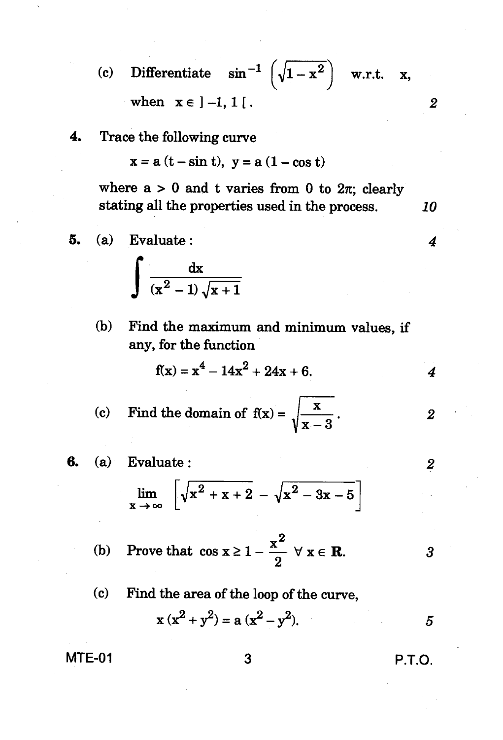(c) Differentiate $\sin^{-1}\left(\sqrt{1-x^2}\right)$ w.r.t. x, when $x \in ]-1, 1[$. 2

4. Trace the following curve

$$x = a(t - \sin t), \; y = a(1 - \cos t)$$

where $a > 0$ and t varies from 0 to $2\pi$; clearly stating all the properties used in the process. 10

5. (a) Evaluate : 4

$$\int \frac{dx}{(x^2 - 1)\sqrt{x+1}}$$

(b) Find the maximum and minimum values, if any, for the function

$$f(x) = x^4 - 14x^2 + 24x + 6.$$ 4

(c) Find the domain of $f(x) = \sqrt{\frac{x}{x-3}}$. 2

6. (a) Evaluate : 2

$$\lim_{x \to \infty} \left[\sqrt{x^2 + x + 2} - \sqrt{x^2 - 3x - 5}\right]$$

(b) Prove that $\cos x \geq 1 - \frac{x^2}{2} \; \forall \, x \in \mathbf{R}$. 3

(c) Find the area of the loop of the curve,

$$x(x^2 + y^2) = a(x^2 - y^2).$$ 5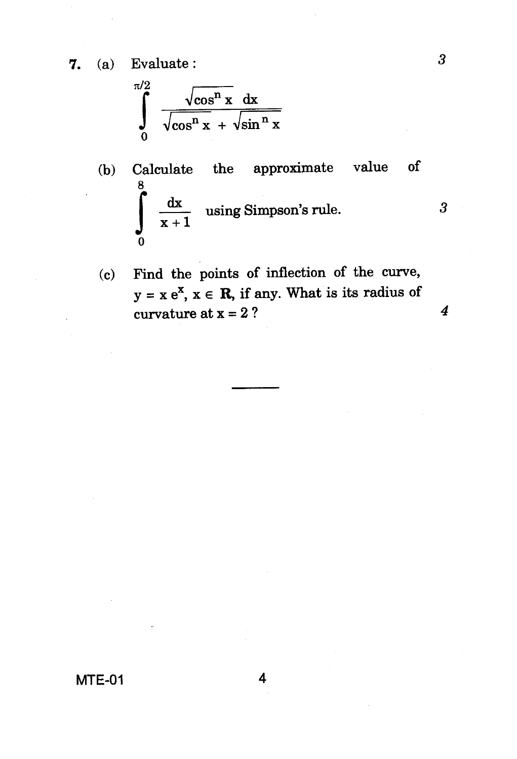7. (a) Evaluate : 3

$$\int_0^{\pi/2} \frac{\sqrt{\cos^n x}\ dx}{\sqrt{\cos^n x} + \sqrt{\sin^n x}}$$

(b) Calculate the approximate value of $\int_0^8 \frac{dx}{x+1}$ using Simpson's rule. 3

(c) Find the points of inflection of the curve, $y = x e^x$, $x \in \mathbf{R}$, if any. What is its radius of curvature at $x = 2$ ? 4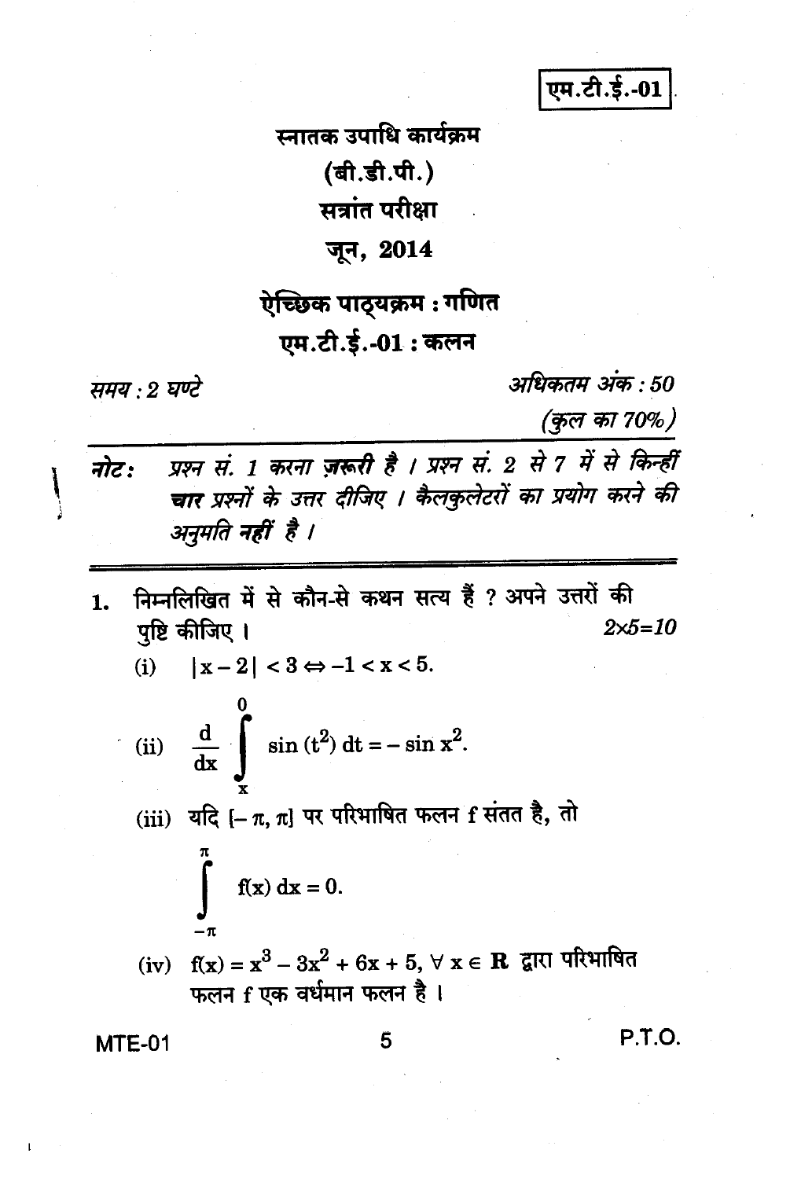एम.टी.ई.-01

# स्नातक उपाधि कार्यक्रम

## (बी.डी.पी.)

## सत्रांत परीक्षा

## जून, 2014

## ऐच्छिक पाठ्यक्रम : गणित

## एम.टी.ई.-01 : कलन

*समय : 2 घण्टे* *अधिकतम अंक : 50*

*(कुल का 70%)*

*नोट: प्रश्न सं. 1 करना ज़रूरी है । प्रश्न सं. 2 से 7 में से किन्हीं **चार** प्रश्नों के उत्तर दीजिए । कैलकुलेटरों का प्रयोग करने की अनुमति **नहीं** है ।*

---

1. निम्नलिखित में से कौन-से कथन सत्य हैं ? अपने उत्तरों की पुष्टि कीजिए । *2×5=10*

   (i) $|x-2| < 3 \Leftrightarrow -1 < x < 5.$

   (ii) $\dfrac{d}{dx} \displaystyle\int_{x}^{0} \sin(t^2)\, dt = -\sin x^2.$

   (iii) यदि $[-\pi, \pi]$ पर परिभाषित फलन f संतत है, तो

   $$\int_{-\pi}^{\pi} f(x)\, dx = 0.$$

   (iv) $f(x) = x^3 - 3x^2 + 6x + 5, \forall\, x \in \mathbf{R}$ द्वारा परिभाषित फलन f एक वर्धमान फलन है ।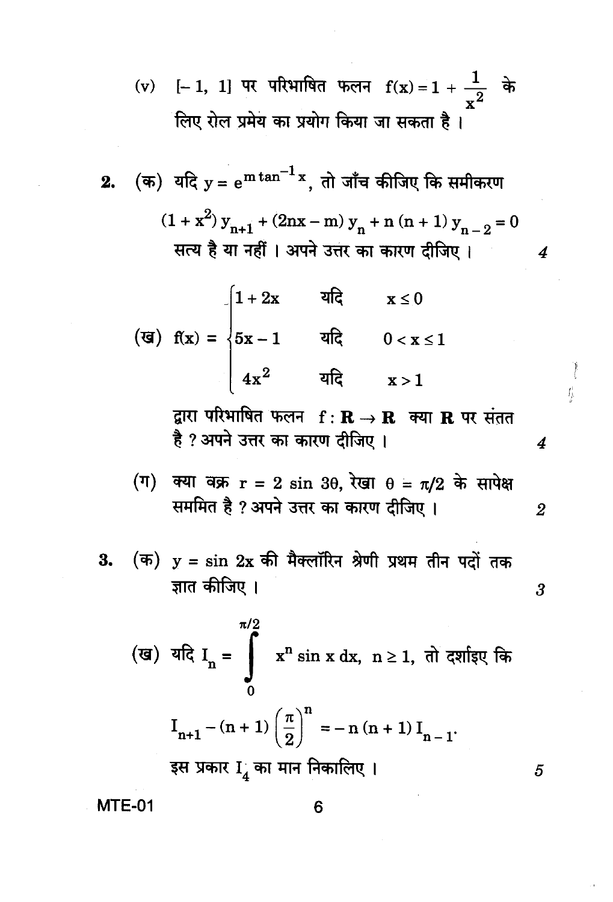(v) $[-1, 1]$ पर परिभाषित फलन $f(x) = 1 + \frac{1}{x^2}$ के लिए रोल प्रमेय का प्रयोग किया जा सकता है ।

2. (क) यदि $y = e^{m \tan^{-1} x}$, तो जाँच कीजिए कि समीकरण

$$(1 + x^2) y_{n+1} + (2nx - m) y_n + n(n+1) y_{n-2} = 0$$

सत्य है या नहीं । अपने उत्तर का कारण दीजिए । 4

(ख) $$f(x) = \begin{cases} 1 + 2x & \text{यदि} \quad x \leq 0 \\ 5x - 1 & \text{यदि} \quad 0 < x \leq 1 \\ 4x^2 & \text{यदि} \quad x > 1 \end{cases}$$

द्वारा परिभाषित फलन $f : \mathbf{R} \to \mathbf{R}$ क्या $\mathbf{R}$ पर संतत है ? अपने उत्तर का कारण दीजिए । 4

(ग) क्या वक्र $r = 2 \sin 3\theta$, रेखा $\theta = \pi/2$ के सापेक्ष सममित है ? अपने उत्तर का कारण दीजिए । 2

3. (क) $y = \sin 2x$ की मैक्लॉरिन श्रेणी प्रथम तीन पदों तक ज्ञात कीजिए । 3

(ख) यदि $I_n = \int_0^{\pi/2} x^n \sin x \, dx$, $n \geq 1$, तो दर्शाइए कि

$$I_{n+1} - (n+1) \left(\frac{\pi}{2}\right)^n = -n(n+1) I_{n-1}.$$

इस प्रकार $I_4$ का मान निकालिए । 5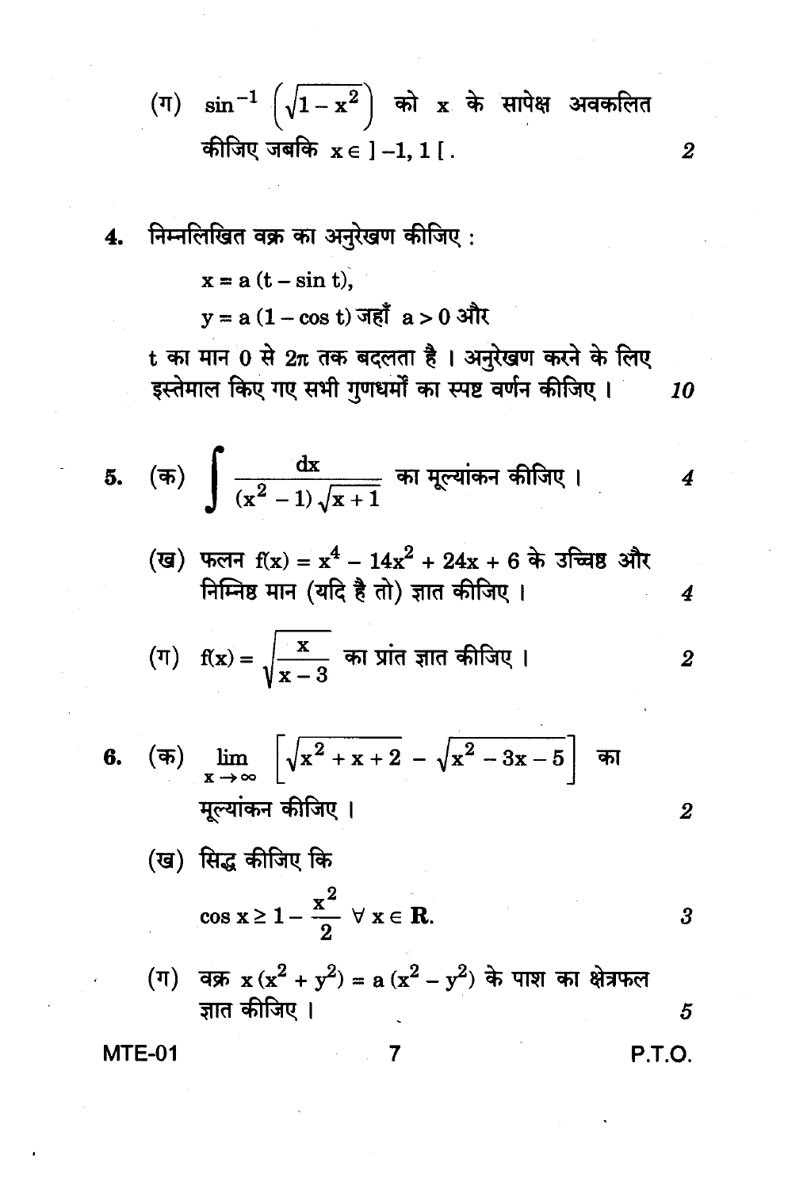(ग) $\sin^{-1}\left(\sqrt{1-x^2}\right)$ को x के सापेक्ष अवकलित कीजिए जबकि $x \in ]-1, 1[$. 2

4. निम्नलिखित वक्र का अनुरेखण कीजिए :

$x = a(t - \sin t)$,

$y = a(1 - \cos t)$ जहाँ $a > 0$ और

t का मान 0 से $2\pi$ तक बदलता है । अनुरेखण करने के लिए इस्तेमाल किए गए सभी गुणधर्मों का स्पष्ट वर्णन कीजिए । 10

5. (क) $\displaystyle\int \frac{dx}{(x^2 - 1)\sqrt{x+1}}$ का मूल्यांकन कीजिए । 4

(ख) फलन $f(x) = x^4 - 14x^2 + 24x + 6$ के उच्चिष्ठ और निम्निष्ठ मान (यदि है तो) ज्ञात कीजिए । 4

(ग) $f(x) = \sqrt{\dfrac{x}{x-3}}$ का प्रांत ज्ञात कीजिए । 2

6. (क) $\displaystyle\lim_{x \to \infty} \left[\sqrt{x^2 + x + 2} - \sqrt{x^2 - 3x - 5}\right]$ का मूल्यांकन कीजिए । 2

(ख) सिद्ध कीजिए कि

$$\cos x \geq 1 - \frac{x^2}{2} \;\; \forall\, x \in \mathbf{R}.$$ 3

(ग) वक्र $x(x^2 + y^2) = a(x^2 - y^2)$ के पाश का क्षेत्रफल ज्ञात कीजिए । 5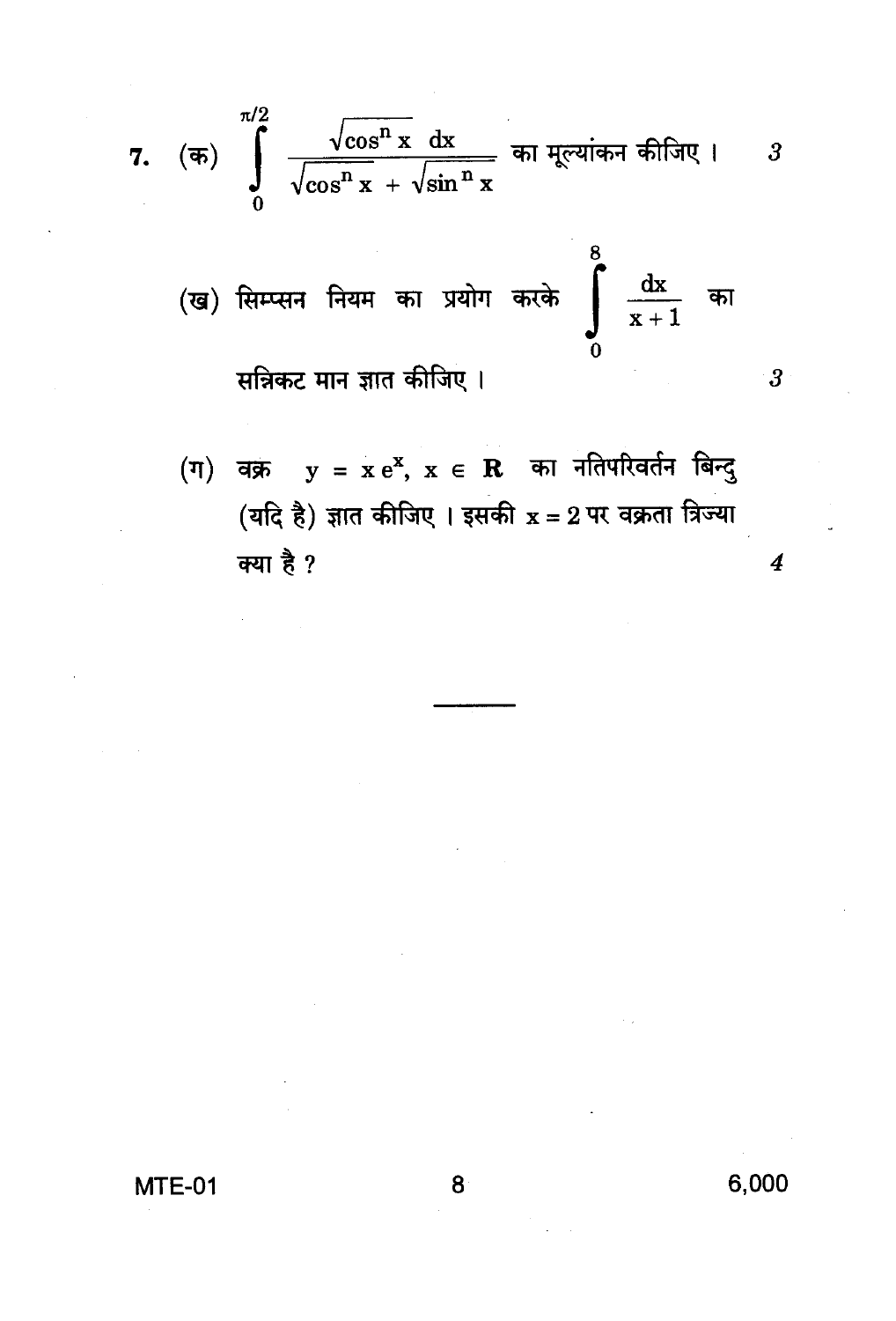7. (क) $\displaystyle\int_0^{\pi/2} \frac{\sqrt{\cos^n x}\ dx}{\sqrt{\cos^n x} + \sqrt{\sin^n x}}$ का मूल्यांकन कीजिए । *3*

(ख) सिम्प्सन नियम का प्रयोग करके $\displaystyle\int_0^8 \frac{dx}{x+1}$ का सन्निकट मान ज्ञात कीजिए । *3*

(ग) वक्र $y = x e^x$, $x \in \mathbf{R}$ का नतिपरिवर्तन बिन्दु (यदि है) ज्ञात कीजिए । इसकी $x = 2$ पर वक्रता त्रिज्या क्या है ? *4*

---

MTE-01 6,000